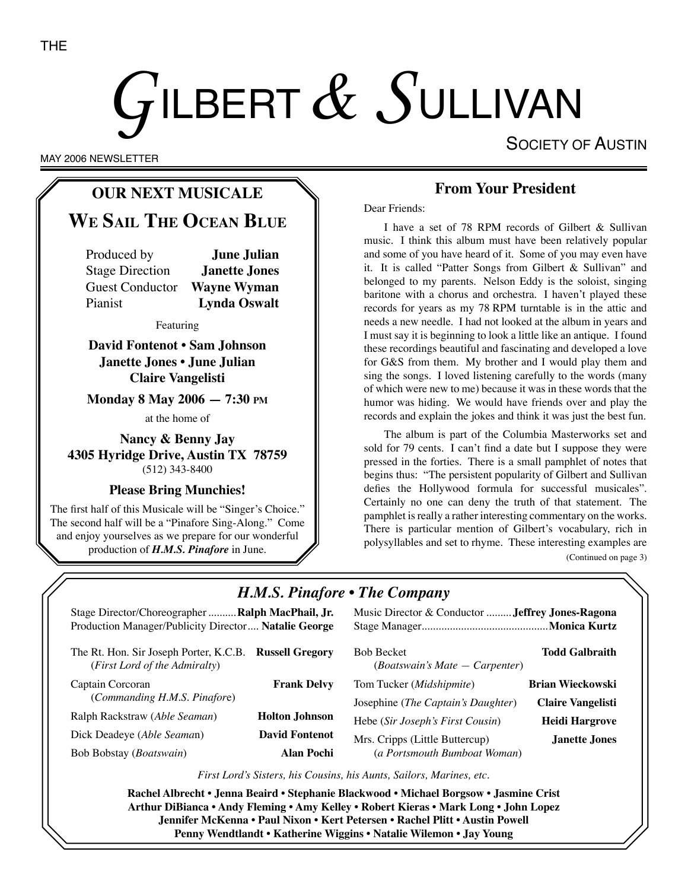# THE GILBERT & SULLIVAN SOCIETY OF AUSTIN

MAY 2006 NEWSLETTER

## OUR NEXT MUSICALE

## WE SAIL THE OCEAN BLUE

| | |
|---|---|
| Produced by | **June Julian** |
| Stage Direction | **Janette Jones** |
| Guest Conductor | **Wayne Wyman** |
| Pianist | **Lynda Oswalt** |

Featuring

**David Fontenot • Sam Johnson**
**Janette Jones • June Julian**
**Claire Vangelisti**

**Monday 8 May 2006 — 7:30 PM**

at the home of

**Nancy & Benny Jay**
**4305 Hyridge Drive, Austin TX 78759**
(512) 343-8400

**Please Bring Munchies!**

The first half of this Musicale will be "Singer's Choice." The second half will be a "Pinafore Sing-Along." Come and enjoy yourselves as we prepare for our wonderful production of ***H.M.S. Pinafore*** in June.

## From Your President

Dear Friends:

I have a set of 78 RPM records of Gilbert & Sullivan music. I think this album must have been relatively popular and some of you may have heard of it. Some of you may even have it. It is called "Patter Songs from Gilbert & Sullivan" and belonged to my parents. Nelson Eddy is the soloist, singing baritone with a chorus and orchestra. I haven't played these records for years as my 78 RPM turntable is in the attic and needs a new needle. I had not looked at the album in years and I must say it is beginning to look a little like an antique. I found these recordings beautiful and fascinating and developed a love for G&S from them. My brother and I would play them and sing the songs. I loved listening carefully to the words (many of which were new to me) because it was in these words that the humor was hiding. We would have friends over and play the records and explain the jokes and think it was just the best fun.

The album is part of the Columbia Masterworks set and sold for 79 cents. I can't find a date but I suppose they were pressed in the forties. There is a small pamphlet of notes that begins thus: "The persistent popularity of Gilbert and Sullivan defies the Hollywood formula for successful musicales". Certainly no one can deny the truth of that statement. The pamphlet is really a rather interesting commentary on the works. There is particular mention of Gilbert's vocabulary, rich in polysyllables and set to rhyme. These interesting examples are

(Continued on page 3)

## *H.M.S. Pinafore • The Company*

Stage Director/Choreographer .......... **Ralph MacPhail, Jr.**
Production Manager/Publicity Director .... **Natalie George**
Music Director & Conductor ......... **Jeffrey Jones-Ragona**
Stage Manager ............................................ **Monica Kurtz**

| Role | Performer |
|---|---|
| The Rt. Hon. Sir Joseph Porter, K.C.B. (*First Lord of the Admiralty*) | **Russell Gregory** |
| Captain Corcoran (*Commanding H.M.S. Pinafore*) | **Frank Delvy** |
| Ralph Rackstraw (*Able Seaman*) | **Holton Johnson** |
| Dick Deadeye (*Able Seaman*) | **David Fontenot** |
| Bob Bobstay (*Boatswain*) | **Alan Pochi** |
| Bob Becket (*Boatswain's Mate — Carpenter*) | **Todd Galbraith** |
| Tom Tucker (*Midshipmite*) | **Brian Wieckowski** |
| Josephine (*The Captain's Daughter*) | **Claire Vangelisti** |
| Hebe (*Sir Joseph's First Cousin*) | **Heidi Hargrove** |
| Mrs. Cripps (Little Buttercup) (*a Portsmouth Bumboat Woman*) | **Janette Jones** |

*First Lord's Sisters, his Cousins, his Aunts, Sailors, Marines, etc.*

**Rachel Albrecht • Jenna Beaird • Stephanie Blackwood • Michael Borgsow • Jasmine Crist**
**Arthur DiBianca • Andy Fleming • Amy Kelley • Robert Kieras • Mark Long • John Lopez**
**Jennifer McKenna • Paul Nixon • Kert Petersen • Rachel Plitt • Austin Powell**
**Penny Wendtlandt • Katherine Wiggins • Natalie Wilemon • Jay Young**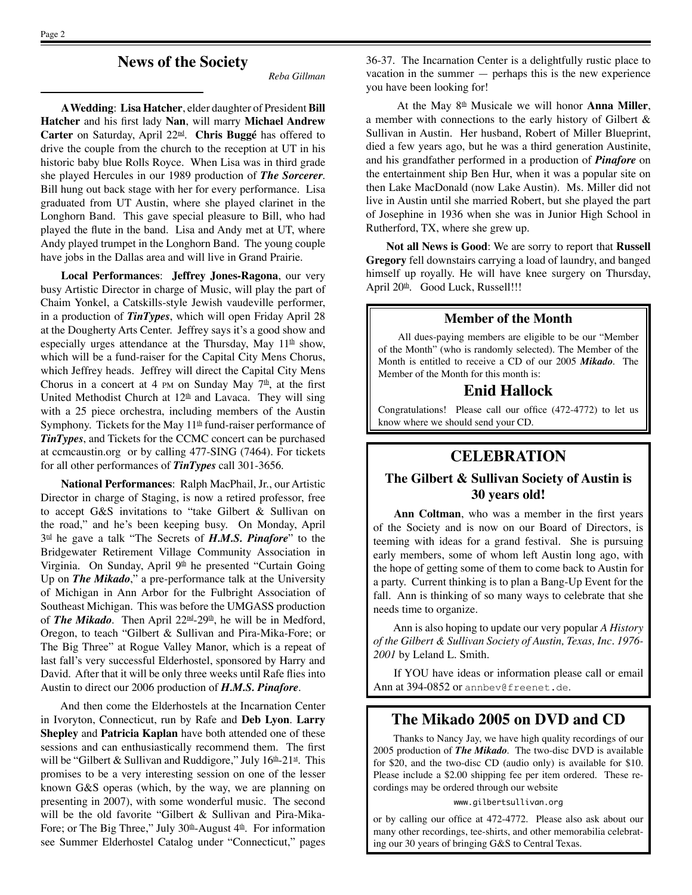## News of the Society

*Reba Gillman*

**A Wedding**: **Lisa Hatcher**, elder daughter of President **Bill Hatcher** and his first lady **Nan**, will marry **Michael Andrew Carter** on Saturday, April 22nd. **Chris Buggé** has offered to drive the couple from the church to the reception at UT in his historic baby blue Rolls Royce. When Lisa was in third grade she played Hercules in our 1989 production of ***The Sorcerer***. Bill hung out back stage with her for every performance. Lisa graduated from UT Austin, where she played clarinet in the Longhorn Band. This gave special pleasure to Bill, who had played the flute in the band. Lisa and Andy met at UT, where Andy played trumpet in the Longhorn Band. The young couple have jobs in the Dallas area and will live in Grand Prairie.

**Local Performances**: **Jeffrey Jones-Ragona**, our very busy Artistic Director in charge of Music, will play the part of Chaim Yonkel, a Catskills-style Jewish vaudeville performer, in a production of ***TinTypes***, which will open Friday April 28 at the Dougherty Arts Center. Jeffrey says it's a good show and especially urges attendance at the Thursday, May 11th show, which will be a fund-raiser for the Capital City Mens Chorus, which Jeffrey heads. Jeffrey will direct the Capital City Mens Chorus in a concert at 4 PM on Sunday May 7th, at the first United Methodist Church at 12th and Lavaca. They will sing with a 25 piece orchestra, including members of the Austin Symphony. Tickets for the May 11th fund-raiser performance of ***TinTypes***, and Tickets for the CCMC concert can be purchased at ccmcaustin.org or by calling 477-SING (7464). For tickets for all other performances of ***TinTypes*** call 301-3656.

**National Performances**: Ralph MacPhail, Jr., our Artistic Director in charge of Staging, is now a retired professor, free to accept G&S invitations to "take Gilbert & Sullivan on the road," and he's been keeping busy. On Monday, April 3rd he gave a talk "The Secrets of ***H.M.S. Pinafore***" to the Bridgewater Retirement Village Community Association in Virginia. On Sunday, April 9th he presented "Curtain Going Up on ***The Mikado***," a pre-performance talk at the University of Michigan in Ann Arbor for the Fulbright Association of Southeast Michigan. This was before the UMGASS production of ***The Mikado***. Then April 22nd-29th, he will be in Medford, Oregon, to teach "Gilbert & Sullivan and Pira-Mika-Fore; or The Big Three" at Rogue Valley Manor, which is a repeat of last fall's very successful Elderhostel, sponsored by Harry and David. After that it will be only three weeks until Rafe flies into Austin to direct our 2006 production of ***H.M.S. Pinafore***.

And then come the Elderhostels at the Incarnation Center in Ivoryton, Connecticut, run by Rafe and **Deb Lyon**. **Larry Shepley** and **Patricia Kaplan** have both attended one of these sessions and can enthusiastically recommend them. The first will be "Gilbert & Sullivan and Ruddigore," July 16th-21st. This promises to be a very interesting session on one of the lesser known G&S operas (which, by the way, we are planning on presenting in 2007), with some wonderful music. The second will be the old favorite "Gilbert & Sullivan and Pira-Mika-Fore; or The Big Three," July 30th-August 4th. For information see Summer Elderhostel Catalog under "Connecticut," pages 36-37. The Incarnation Center is a delightfully rustic place to vacation in the summer — perhaps this is the new experience you have been looking for!

At the May 8th Musicale we will honor **Anna Miller**, a member with connections to the early history of Gilbert & Sullivan in Austin. Her husband, Robert of Miller Blueprint, died a few years ago, but he was a third generation Austinite, and his grandfather performed in a production of ***Pinafore*** on the entertainment ship Ben Hur, when it was a popular site on then Lake MacDonald (now Lake Austin). Ms. Miller did not live in Austin until she married Robert, but she played the part of Josephine in 1936 when she was in Junior High School in Rutherford, TX, where she grew up.

**Not all News is Good**: We are sorry to report that **Russell Gregory** fell downstairs carrying a load of laundry, and banged himself up royally. He will have knee surgery on Thursday, April 20th. Good Luck, Russell!!!

### Member of the Month

All dues-paying members are eligible to be our "Member of the Month" (who is randomly selected). The Member of the Month is entitled to receive a CD of our 2005 ***Mikado***. The Member of the Month for this month is:

**Enid Hallock**

Congratulations! Please call our office (472-4772) to let us know where we should send your CD.

## CELEBRATION

### The Gilbert & Sullivan Society of Austin is 30 years old!

**Ann Coltman**, who was a member in the first years of the Society and is now on our Board of Directors, is teeming with ideas for a grand festival. She is pursuing early members, some of whom left Austin long ago, with the hope of getting some of them to come back to Austin for a party. Current thinking is to plan a Bang-Up Event for the fall. Ann is thinking of so many ways to celebrate that she needs time to organize.

Ann is also hoping to update our very popular *A History of the Gilbert & Sullivan Society of Austin, Texas, Inc. 1976-2001* by Leland L. Smith.

If YOU have ideas or information please call or email Ann at 394-0852 or annbev@freenet.de.

## The Mikado 2005 on DVD and CD

Thanks to Nancy Jay, we have high quality recordings of our 2005 production of ***The Mikado***. The two-disc DVD is available for $20, and the two-disc CD (audio only) is available for $10. Please include a $2.00 shipping fee per item ordered. These recordings may be ordered through our website

www.gilbertsullivan.org

or by calling our office at 472-4772. Please also ask about our many other recordings, tee-shirts, and other memorabilia celebrating our 30 years of bringing G&S to Central Texas.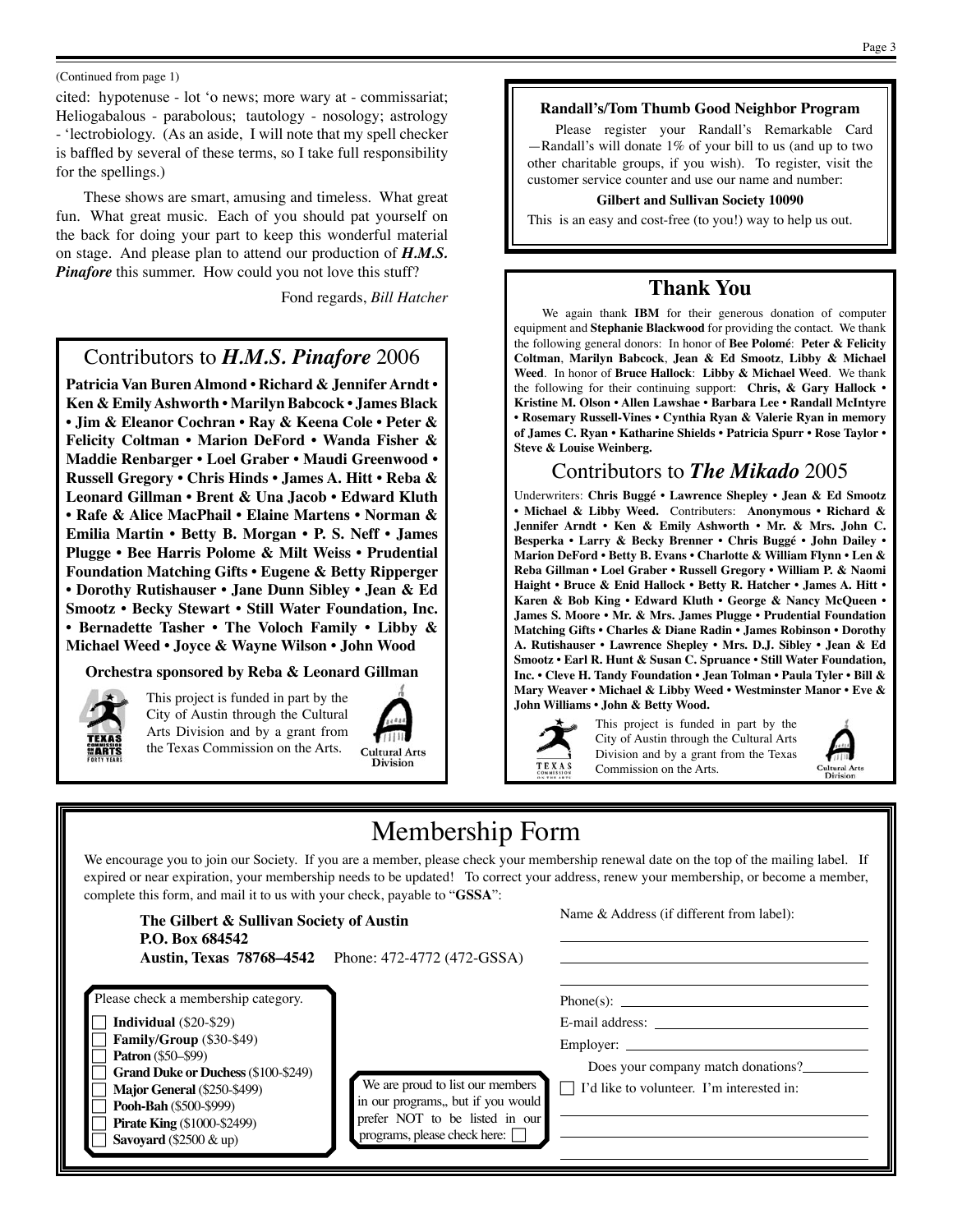(Continued from page 1)

cited: hypotenuse - lot 'o news; more wary at - commissariat; Heliogabalous - parabolous; tautology - nosology; astrology - 'lectrobiology. (As an aside, I will note that my spell checker is baffled by several of these terms, so I take full responsibility for the spellings.)

These shows are smart, amusing and timeless. What great fun. What great music. Each of you should pat yourself on the back for doing your part to keep this wonderful material on stage. And please plan to attend our production of ***H.M.S. Pinafore*** this summer. How could you not love this stuff?

Fond regards, *Bill Hatcher*

## Contributors to *H.M.S. Pinafore* 2006

**Patricia Van Buren Almond • Richard & Jennifer Arndt • Ken & Emily Ashworth • Marilyn Babcock • James Black • Jim & Eleanor Cochran • Ray & Keena Cole • Peter & Felicity Coltman • Marion DeFord • Wanda Fisher & Maddie Renbarger • Loel Graber • Maudi Greenwood • Russell Gregory • Chris Hinds • James A. Hitt • Reba & Leonard Gillman • Brent & Una Jacob • Edward Kluth • Rafe & Alice MacPhail • Elaine Martens • Norman & Emilia Martin • Betty B. Morgan • P. S. Neff • James Plugge • Bee Harris Polome & Milt Weiss • Prudential Foundation Matching Gifts • Eugene & Betty Ripperger • Dorothy Rutishauser • Jane Dunn Sibley • Jean & Ed Smootz • Becky Stewart • Still Water Foundation, Inc. • Bernadette Tasher • The Voloch Family • Libby & Michael Weed • Joyce & Wayne Wilson • John Wood**

**Orchestra sponsored by Reba & Leonard Gillman**

This project is funded in part by the City of Austin through the Cultural Arts Division and by a grant from the Texas Commission on the Arts.

### Randall's/Tom Thumb Good Neighbor Program

Please register your Randall's Remarkable Card —Randall's will donate 1% of your bill to us (and up to two other charitable groups, if you wish). To register, visit the customer service counter and use our name and number:

**Gilbert and Sullivan Society 10090**

This is an easy and cost-free (to you!) way to help us out.

## Thank You

We again thank **IBM** for their generous donation of computer equipment and **Stephanie Blackwood** for providing the contact. We thank the following general donors: In honor of **Bee Polomé**: **Peter & Felicity Coltman**, **Marilyn Babcock**, **Jean & Ed Smootz**, **Libby & Michael Weed**. In honor of **Bruce Hallock**: **Libby & Michael Weed**. We thank the following for their continuing support: **Chris, & Gary Hallock • Kristine M. Olson • Allen Lawshae • Barbara Lee • Randall McIntyre • Rosemary Russell-Vines • Cynthia Ryan & Valerie Ryan in memory of James C. Ryan • Katharine Shields • Patricia Spurr • Rose Taylor • Steve & Louise Weinberg.**

## Contributors to *The Mikado* 2005

Underwriters: **Chris Buggé • Lawrence Shepley • Jean & Ed Smootz • Michael & Libby Weed.** Contributers: **Anonymous • Richard & Jennifer Arndt • Ken & Emily Ashworth • Mr. & Mrs. John C. Besperka • Larry & Becky Brenner • Chris Buggé • John Dailey • Marion DeFord • Betty B. Evans • Charlotte & William Flynn • Len & Reba Gillman • Loel Graber • Russell Gregory • William P. & Naomi Haight • Bruce & Enid Hallock • Betty R. Hatcher • James A. Hitt • Karen & Bob King • Edward Kluth • George & Nancy McQueen • James S. Moore • Mr. & Mrs. James Plugge • Prudential Foundation Matching Gifts • Charles & Diane Radin • James Robinson • Dorothy A. Rutishauser • Lawrence Shepley • Mrs. D.J. Sibley • Jean & Ed Smootz • Earl R. Hunt & Susan C. Spruance • Still Water Foundation, Inc. • Cleve H. Tandy Foundation • Jean Tolman • Paula Tyler • Bill & Mary Weaver • Michael & Libby Weed • Westminster Manor • Eve & John Williams • John & Betty Wood.**

This project is funded in part by the City of Austin through the Cultural Arts Division and by a grant from the Texas Commission on the Arts.

# Membership Form

We encourage you to join our Society. If you are a member, please check your membership renewal date on the top of the mailing label. If expired or near expiration, your membership needs to be updated! To correct your address, renew your membership, or become a member, complete this form, and mail it to us with your check, payable to "**GSSA**":

**The Gilbert & Sullivan Society of Austin**
**P.O. Box 684542**
**Austin, Texas 78768–4542** Phone: 472-4772 (472-GSSA)

Please check a membership category.

- ☐ **Individual** ($20-$29)
- ☐ **Family/Group** ($30-$49)
- ☐ **Patron** ($50–$99)
- ☐ **Grand Duke or Duchess** ($100-$249)
- ☐ **Major General** ($250-$499)
- ☐ **Pooh-Bah** ($500-$999)
- ☐ **Pirate King** ($1000-$2499)
- ☐ **Savoyard** ($2500 & up)

We are proud to list our members in our programs,, but if you would prefer NOT to be listed in our programs, please check here: ☐

Name & Address (if different from label):

______________________________

______________________________

______________________________

Phone(s): ______________________

E-mail address: ______________________

Employer: ______________________

Does your company match donations?__________

☐ I'd like to volunteer. I'm interested in:

______________________________

______________________________

______________________________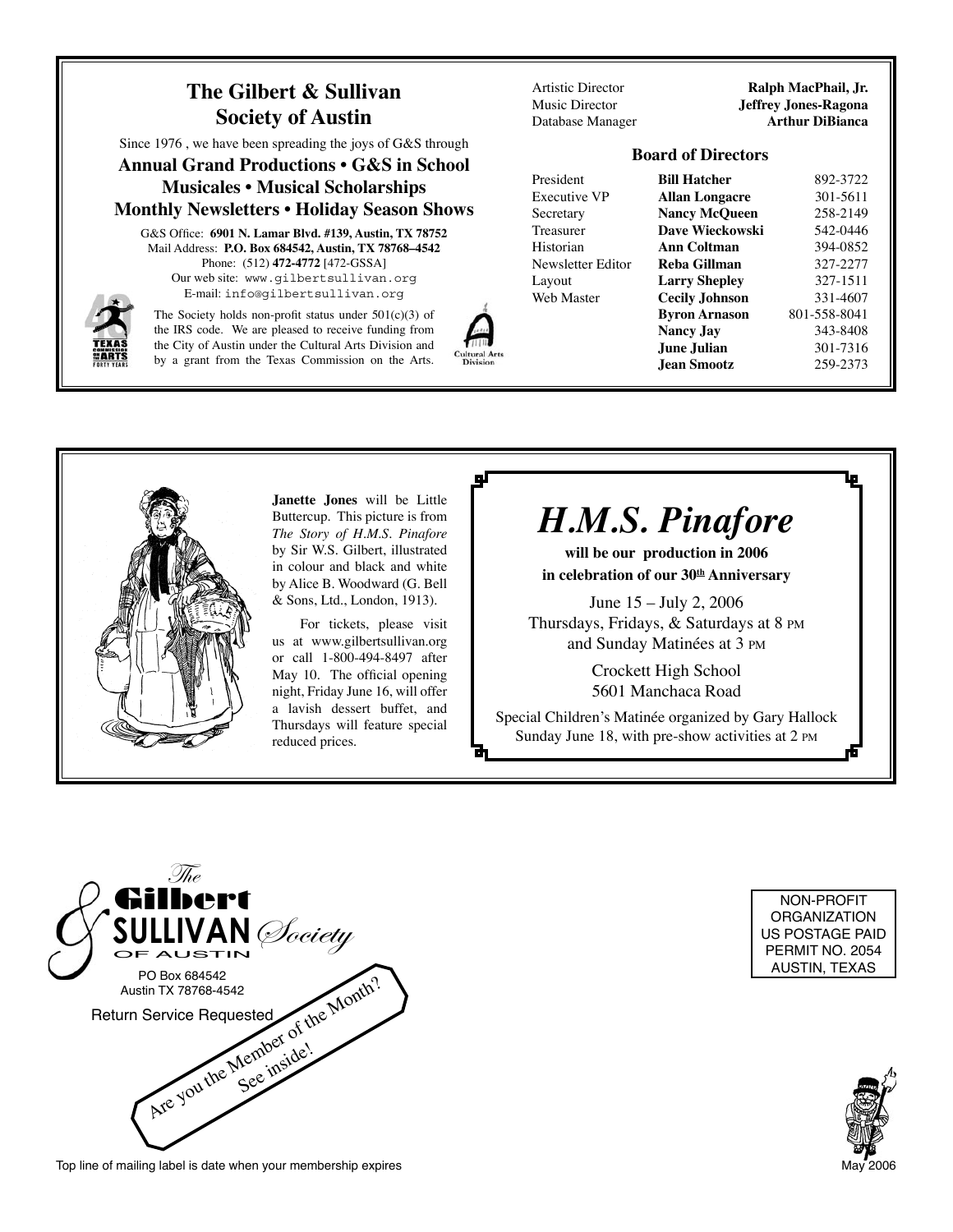## The Gilbert & Sullivan Society of Austin

Since 1976 , we have been spreading the joys of G&S through

**Annual Grand Productions • G&S in School Musicales • Musical Scholarships Monthly Newsletters • Holiday Season Shows**

G&S Office: **6901 N. Lamar Blvd. #139, Austin, TX 78752**
Mail Address: **P.O. Box 684542, Austin, TX 78768–4542**
Phone: (512) **472-4772** [472-GSSA]
Our web site: www.gilbertsullivan.org
E-mail: info@gilbertsullivan.org

The Society holds non-profit status under 501(c)(3) of the IRS code. We are pleased to receive funding from the City of Austin under the Cultural Arts Division and by a grant from the Texas Commission on the Arts.

| | |
|---|---|
| Artistic Director | **Ralph MacPhail, Jr.** |
| Music Director | **Jeffrey Jones-Ragona** |
| Database Manager | **Arthur DiBianca** |

### Board of Directors

| | | |
|---|---|---|
| President | **Bill Hatcher** | 892-3722 |
| Executive VP | **Allan Longacre** | 301-5611 |
| Secretary | **Nancy McQueen** | 258-2149 |
| Treasurer | **Dave Wieckowski** | 542-0446 |
| Historian | **Ann Coltman** | 394-0852 |
| Newsletter Editor | **Reba Gillman** | 327-2277 |
| Layout | **Larry Shepley** | 327-1511 |
| Web Master | **Cecily Johnson** | 331-4607 |
| | **Byron Arnason** | 801-558-8041 |
| | **Nancy Jay** | 343-8408 |
| | **June Julian** | 301-7316 |
| | **Jean Smootz** | 259-2373 |

**Janette Jones** will be Little Buttercup. This picture is from *The Story of H.M.S. Pinafore* by Sir W.S. Gilbert, illustrated in colour and black and white by Alice B. Woodward (G. Bell & Sons, Ltd., London, 1913).

For tickets, please visit us at www.gilbertsullivan.org or call 1-800-494-8497 after May 10. The official opening night, Friday June 16, will offer a lavish dessert buffet, and Thursdays will feature special reduced prices.

# *H.M.S. Pinafore*

**will be our production in 2006 in celebration of our 30th Anniversary**

June 15 – July 2, 2006
Thursdays, Fridays, & Saturdays at 8 PM
and Sunday Matinées at 3 PM

Crockett High School
5601 Manchaca Road

Special Children's Matinée organized by Gary Hallock Sunday June 18, with pre-show activities at 2 PM

The Gilbert & Sullivan Society of Austin
PO Box 684542
Austin TX 78768-4542

Return Service Requested

Are you the Member of the Month? See inside!

NON-PROFIT ORGANIZATION
US POSTAGE PAID
PERMIT NO. 2054
AUSTIN, TEXAS

Top line of mailing label is date when your membership expires

May 2006